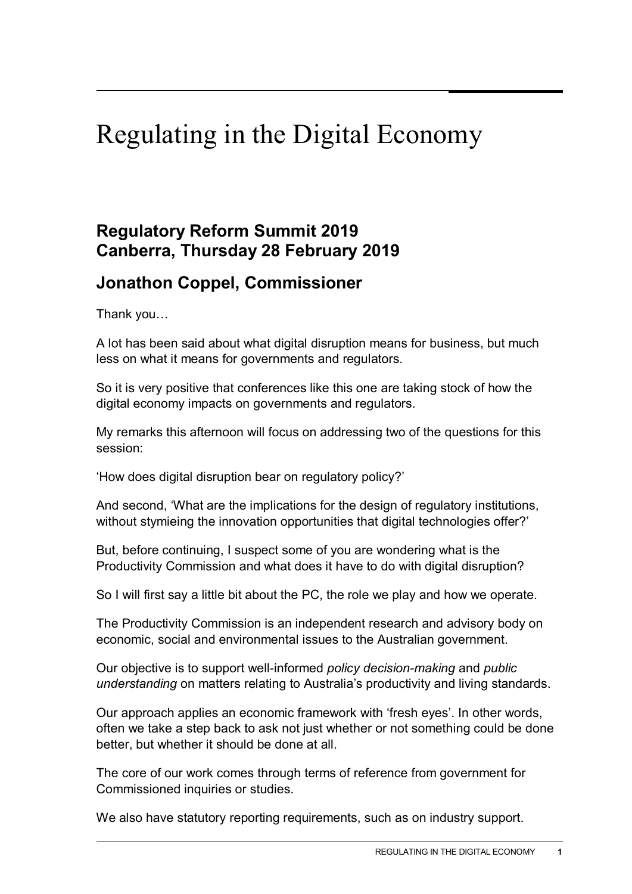# Regulating in the Digital Economy

## Regulatory Reform Summit 2019
## Canberra, Thursday 28 February 2019

## Jonathon Coppel, Commissioner

Thank you…

A lot has been said about what digital disruption means for business, but much less on what it means for governments and regulators.

So it is very positive that conferences like this one are taking stock of how the digital economy impacts on governments and regulators.

My remarks this afternoon will focus on addressing two of the questions for this session:

'How does digital disruption bear on regulatory policy?'

And second, 'What are the implications for the design of regulatory institutions, without stymieing the innovation opportunities that digital technologies offer?'

But, before continuing, I suspect some of you are wondering what is the Productivity Commission and what does it have to do with digital disruption?

So I will first say a little bit about the PC, the role we play and how we operate.

The Productivity Commission is an independent research and advisory body on economic, social and environmental issues to the Australian government.

Our objective is to support well-informed *policy decision-making* and *public understanding* on matters relating to Australia's productivity and living standards.

Our approach applies an economic framework with 'fresh eyes'. In other words, often we take a step back to ask not just whether or not something could be done better, but whether it should be done at all.

The core of our work comes through terms of reference from government for Commissioned inquiries or studies.

We also have statutory reporting requirements, such as on industry support.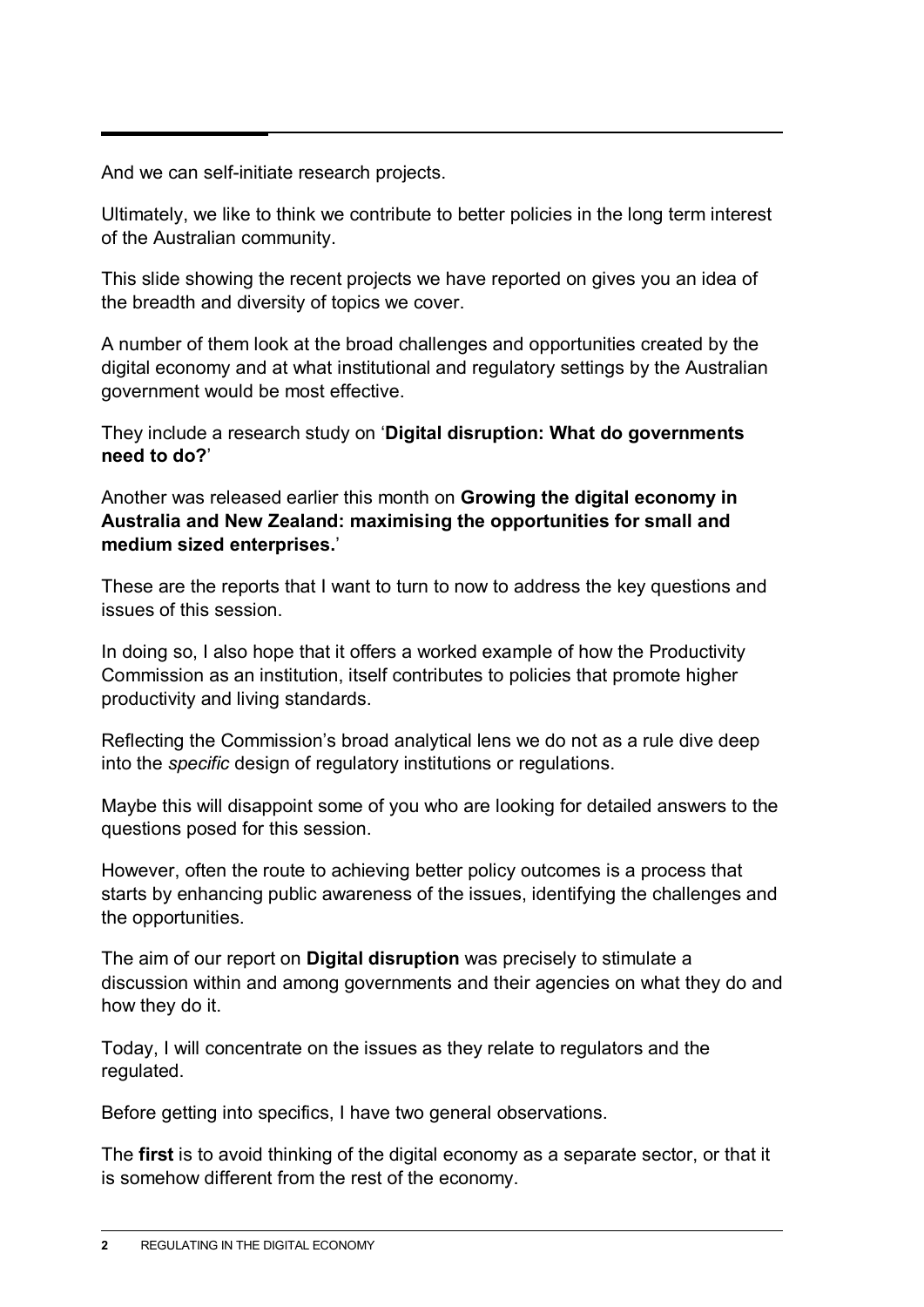And we can self-initiate research projects.

Ultimately, we like to think we contribute to better policies in the long term interest of the Australian community.

This slide showing the recent projects we have reported on gives you an idea of the breadth and diversity of topics we cover.

A number of them look at the broad challenges and opportunities created by the digital economy and at what institutional and regulatory settings by the Australian government would be most effective.

They include a research study on '**Digital disruption: What do governments need to do?**'

Another was released earlier this month on **Growing the digital economy in Australia and New Zealand: maximising the opportunities for small and medium sized enterprises.**'

These are the reports that I want to turn to now to address the key questions and issues of this session.

In doing so, I also hope that it offers a worked example of how the Productivity Commission as an institution, itself contributes to policies that promote higher productivity and living standards.

Reflecting the Commission's broad analytical lens we do not as a rule dive deep into the *specific* design of regulatory institutions or regulations.

Maybe this will disappoint some of you who are looking for detailed answers to the questions posed for this session.

However, often the route to achieving better policy outcomes is a process that starts by enhancing public awareness of the issues, identifying the challenges and the opportunities.

The aim of our report on **Digital disruption** was precisely to stimulate a discussion within and among governments and their agencies on what they do and how they do it.

Today, I will concentrate on the issues as they relate to regulators and the regulated.

Before getting into specifics, I have two general observations.

The **first** is to avoid thinking of the digital economy as a separate sector, or that it is somehow different from the rest of the economy.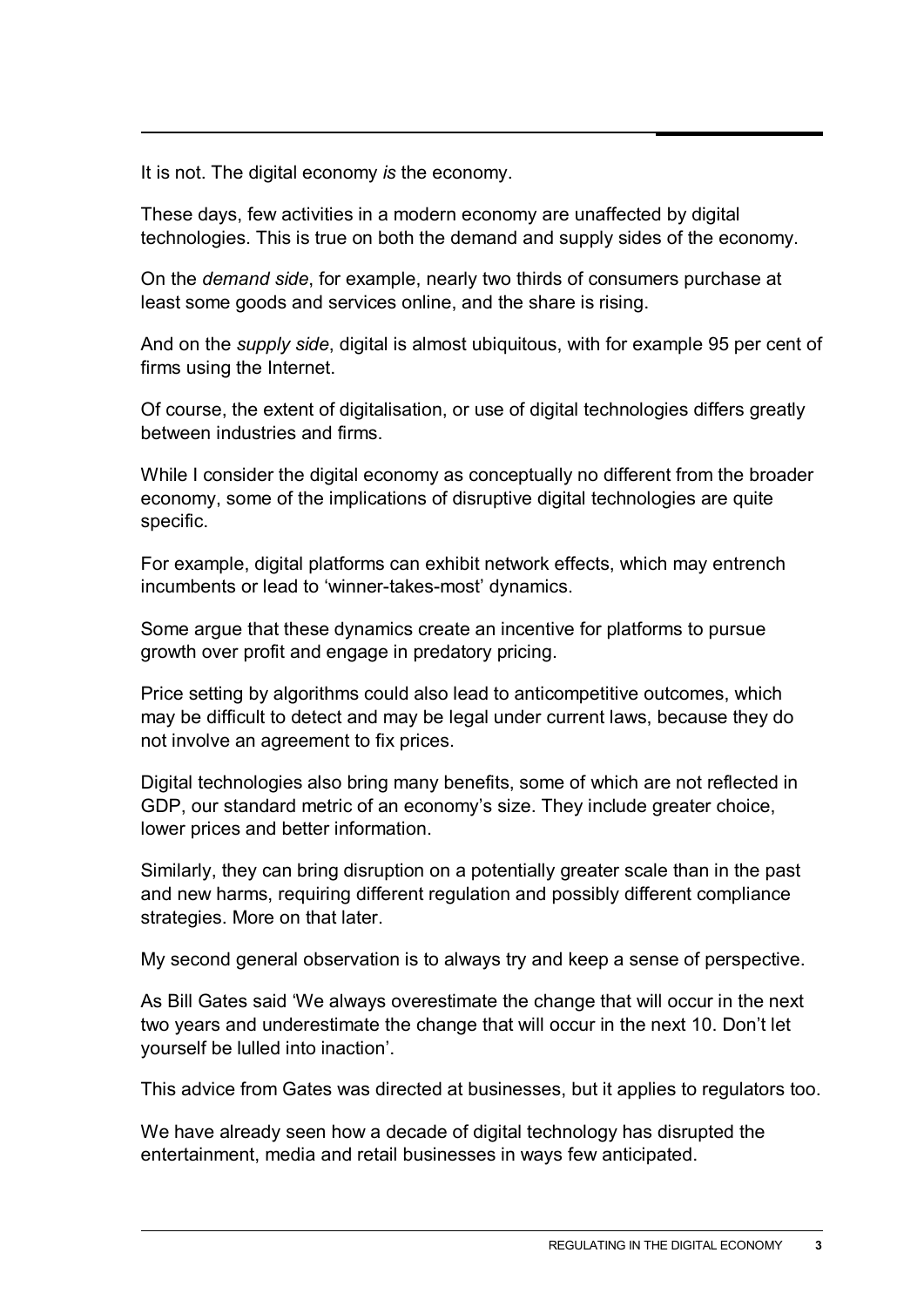It is not. The digital economy *is* the economy.

These days, few activities in a modern economy are unaffected by digital technologies. This is true on both the demand and supply sides of the economy.

On the *demand side*, for example, nearly two thirds of consumers purchase at least some goods and services online, and the share is rising.

And on the *supply side*, digital is almost ubiquitous, with for example 95 per cent of firms using the Internet.

Of course, the extent of digitalisation, or use of digital technologies differs greatly between industries and firms.

While I consider the digital economy as conceptually no different from the broader economy, some of the implications of disruptive digital technologies are quite specific.

For example, digital platforms can exhibit network effects, which may entrench incumbents or lead to 'winner-takes-most' dynamics.

Some argue that these dynamics create an incentive for platforms to pursue growth over profit and engage in predatory pricing.

Price setting by algorithms could also lead to anticompetitive outcomes, which may be difficult to detect and may be legal under current laws, because they do not involve an agreement to fix prices.

Digital technologies also bring many benefits, some of which are not reflected in GDP, our standard metric of an economy's size. They include greater choice, lower prices and better information.

Similarly, they can bring disruption on a potentially greater scale than in the past and new harms, requiring different regulation and possibly different compliance strategies. More on that later.

My second general observation is to always try and keep a sense of perspective.

As Bill Gates said 'We always overestimate the change that will occur in the next two years and underestimate the change that will occur in the next 10. Don't let yourself be lulled into inaction'.

This advice from Gates was directed at businesses, but it applies to regulators too.

We have already seen how a decade of digital technology has disrupted the entertainment, media and retail businesses in ways few anticipated.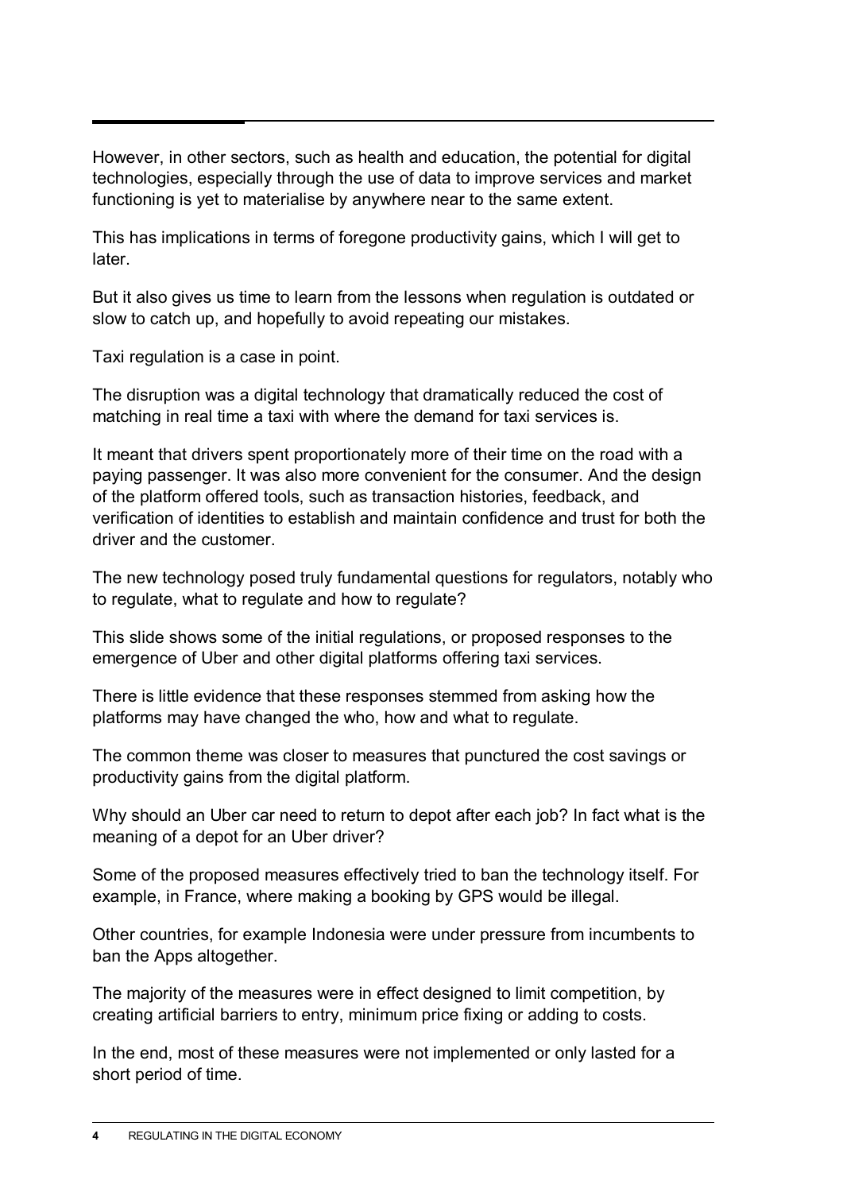However, in other sectors, such as health and education, the potential for digital technologies, especially through the use of data to improve services and market functioning is yet to materialise by anywhere near to the same extent.

This has implications in terms of foregone productivity gains, which I will get to later.

But it also gives us time to learn from the lessons when regulation is outdated or slow to catch up, and hopefully to avoid repeating our mistakes.

Taxi regulation is a case in point.

The disruption was a digital technology that dramatically reduced the cost of matching in real time a taxi with where the demand for taxi services is.

It meant that drivers spent proportionately more of their time on the road with a paying passenger. It was also more convenient for the consumer. And the design of the platform offered tools, such as transaction histories, feedback, and verification of identities to establish and maintain confidence and trust for both the driver and the customer.

The new technology posed truly fundamental questions for regulators, notably who to regulate, what to regulate and how to regulate?

This slide shows some of the initial regulations, or proposed responses to the emergence of Uber and other digital platforms offering taxi services.

There is little evidence that these responses stemmed from asking how the platforms may have changed the who, how and what to regulate.

The common theme was closer to measures that punctured the cost savings or productivity gains from the digital platform.

Why should an Uber car need to return to depot after each job? In fact what is the meaning of a depot for an Uber driver?

Some of the proposed measures effectively tried to ban the technology itself. For example, in France, where making a booking by GPS would be illegal.

Other countries, for example Indonesia were under pressure from incumbents to ban the Apps altogether.

The majority of the measures were in effect designed to limit competition, by creating artificial barriers to entry, minimum price fixing or adding to costs.

In the end, most of these measures were not implemented or only lasted for a short period of time.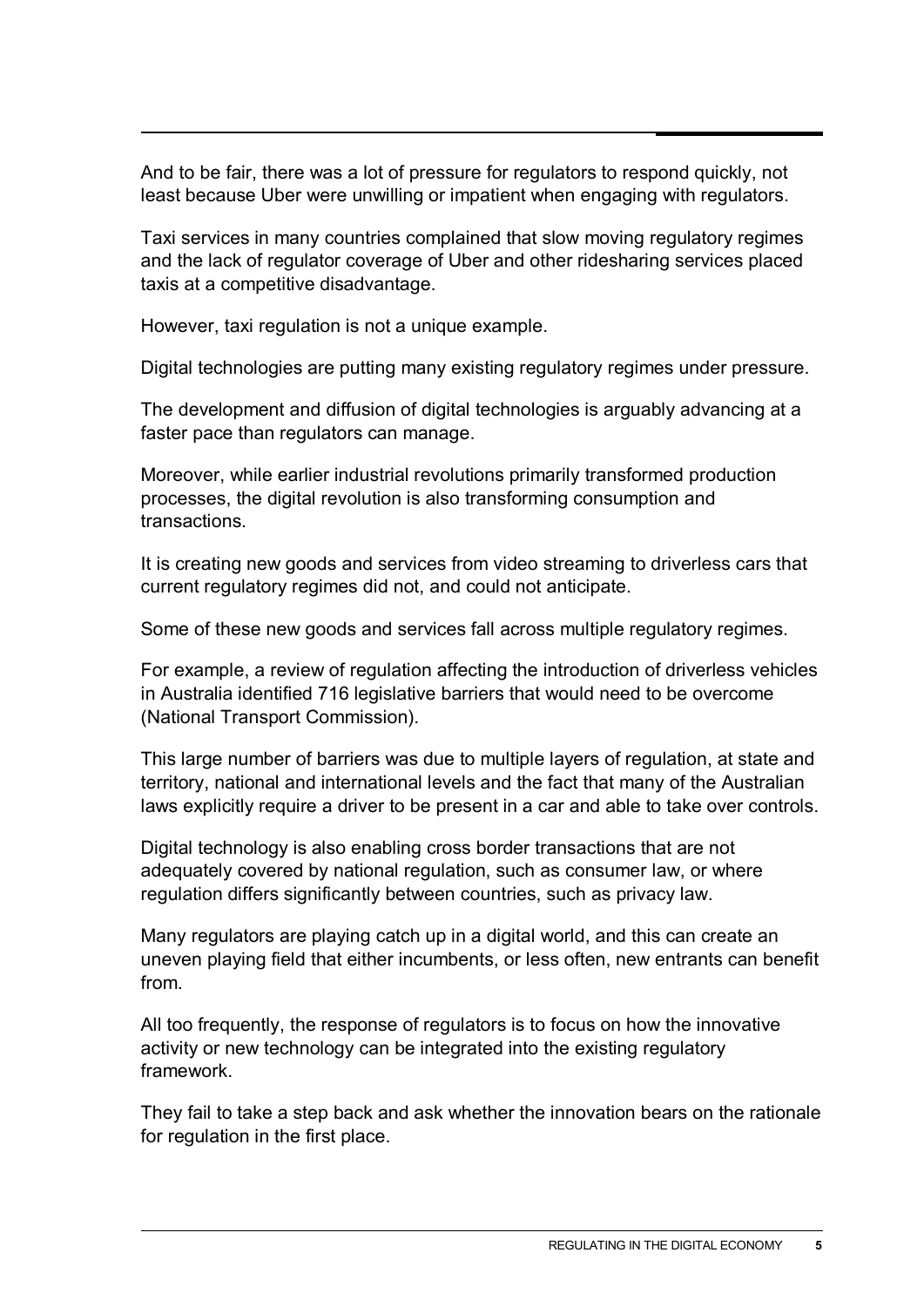And to be fair, there was a lot of pressure for regulators to respond quickly, not least because Uber were unwilling or impatient when engaging with regulators.

Taxi services in many countries complained that slow moving regulatory regimes and the lack of regulator coverage of Uber and other ridesharing services placed taxis at a competitive disadvantage.

However, taxi regulation is not a unique example.

Digital technologies are putting many existing regulatory regimes under pressure.

The development and diffusion of digital technologies is arguably advancing at a faster pace than regulators can manage.

Moreover, while earlier industrial revolutions primarily transformed production processes, the digital revolution is also transforming consumption and transactions.

It is creating new goods and services from video streaming to driverless cars that current regulatory regimes did not, and could not anticipate.

Some of these new goods and services fall across multiple regulatory regimes.

For example, a review of regulation affecting the introduction of driverless vehicles in Australia identified 716 legislative barriers that would need to be overcome (National Transport Commission).

This large number of barriers was due to multiple layers of regulation, at state and territory, national and international levels and the fact that many of the Australian laws explicitly require a driver to be present in a car and able to take over controls.

Digital technology is also enabling cross border transactions that are not adequately covered by national regulation, such as consumer law, or where regulation differs significantly between countries, such as privacy law.

Many regulators are playing catch up in a digital world, and this can create an uneven playing field that either incumbents, or less often, new entrants can benefit from.

All too frequently, the response of regulators is to focus on how the innovative activity or new technology can be integrated into the existing regulatory framework.

They fail to take a step back and ask whether the innovation bears on the rationale for regulation in the first place.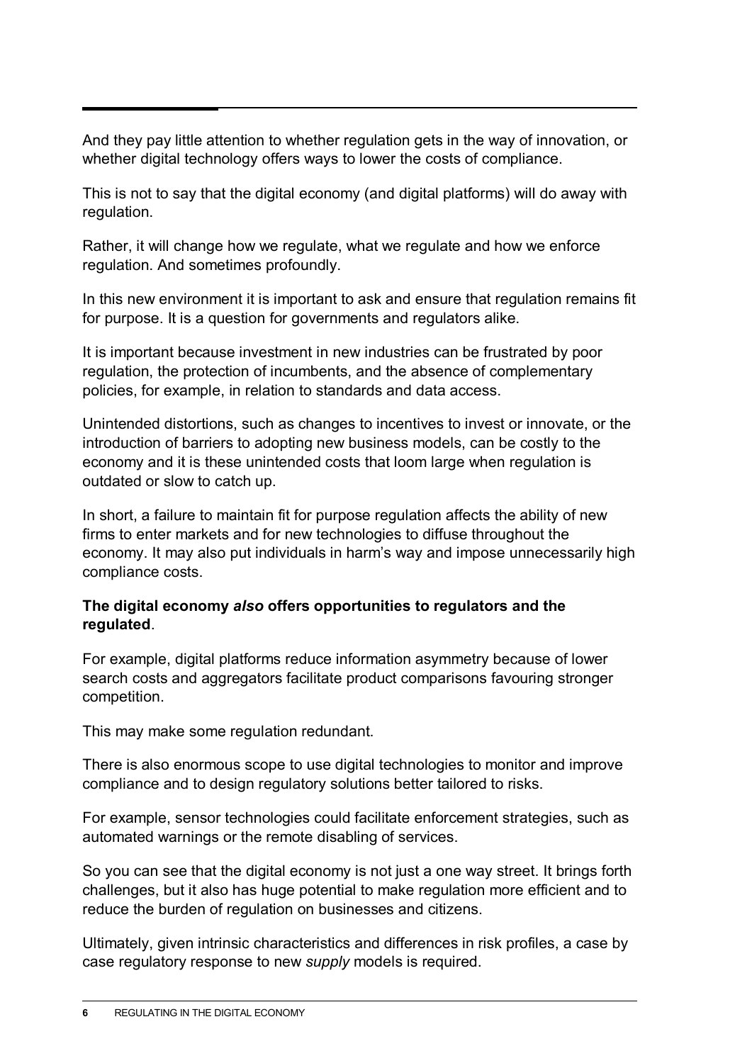And they pay little attention to whether regulation gets in the way of innovation, or whether digital technology offers ways to lower the costs of compliance.

This is not to say that the digital economy (and digital platforms) will do away with regulation.

Rather, it will change how we regulate, what we regulate and how we enforce regulation. And sometimes profoundly.

In this new environment it is important to ask and ensure that regulation remains fit for purpose. It is a question for governments and regulators alike.

It is important because investment in new industries can be frustrated by poor regulation, the protection of incumbents, and the absence of complementary policies, for example, in relation to standards and data access.

Unintended distortions, such as changes to incentives to invest or innovate, or the introduction of barriers to adopting new business models, can be costly to the economy and it is these unintended costs that loom large when regulation is outdated or slow to catch up.

In short, a failure to maintain fit for purpose regulation affects the ability of new firms to enter markets and for new technologies to diffuse throughout the economy. It may also put individuals in harm's way and impose unnecessarily high compliance costs.

**The digital economy *also* offers opportunities to regulators and the regulated**.

For example, digital platforms reduce information asymmetry because of lower search costs and aggregators facilitate product comparisons favouring stronger competition.

This may make some regulation redundant.

There is also enormous scope to use digital technologies to monitor and improve compliance and to design regulatory solutions better tailored to risks.

For example, sensor technologies could facilitate enforcement strategies, such as automated warnings or the remote disabling of services.

So you can see that the digital economy is not just a one way street. It brings forth challenges, but it also has huge potential to make regulation more efficient and to reduce the burden of regulation on businesses and citizens.

Ultimately, given intrinsic characteristics and differences in risk profiles, a case by case regulatory response to new *supply* models is required.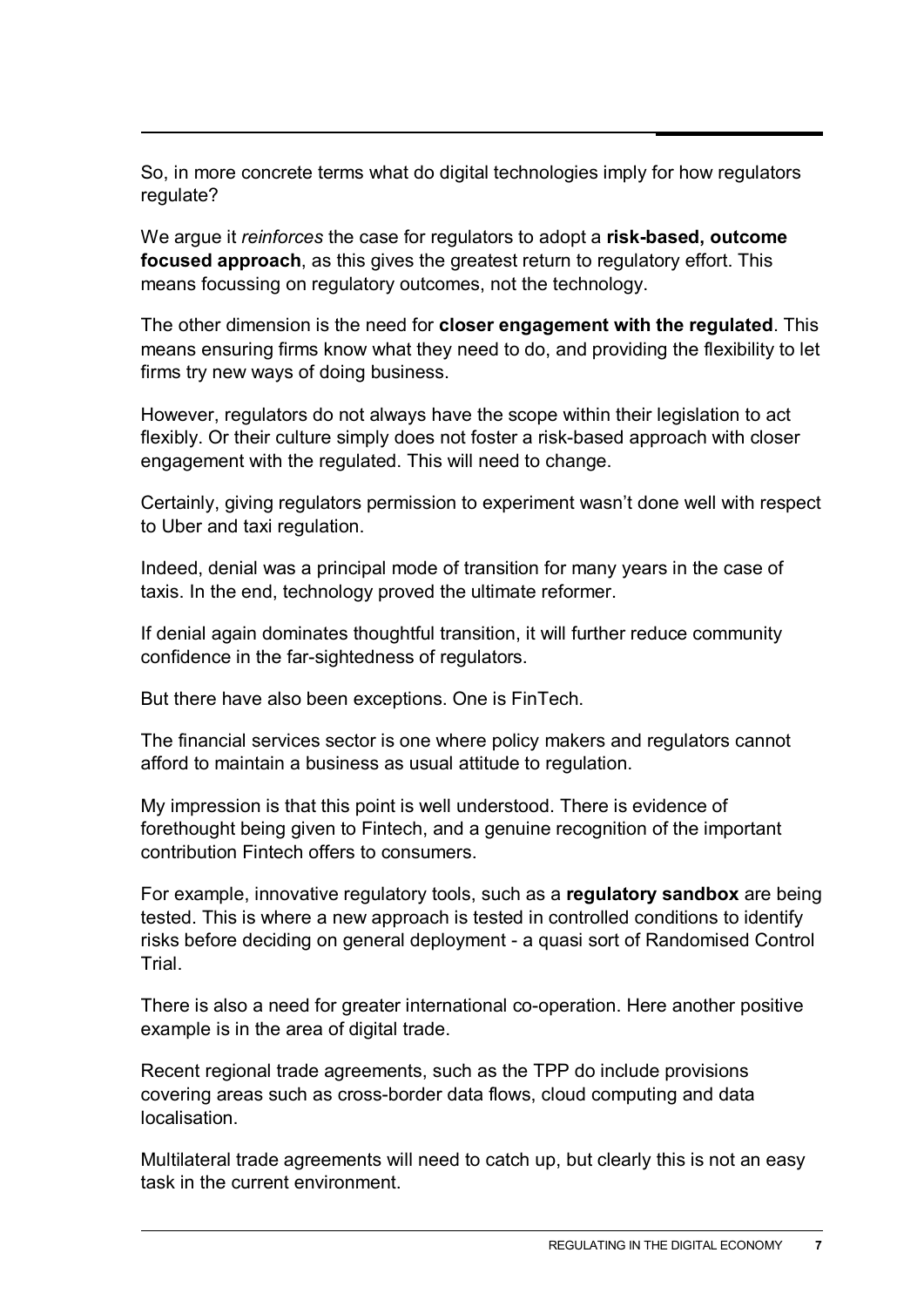So, in more concrete terms what do digital technologies imply for how regulators regulate?

We argue it *reinforces* the case for regulators to adopt a **risk-based, outcome focused approach**, as this gives the greatest return to regulatory effort. This means focussing on regulatory outcomes, not the technology.

The other dimension is the need for **closer engagement with the regulated**. This means ensuring firms know what they need to do, and providing the flexibility to let firms try new ways of doing business.

However, regulators do not always have the scope within their legislation to act flexibly. Or their culture simply does not foster a risk-based approach with closer engagement with the regulated. This will need to change.

Certainly, giving regulators permission to experiment wasn't done well with respect to Uber and taxi regulation.

Indeed, denial was a principal mode of transition for many years in the case of taxis. In the end, technology proved the ultimate reformer.

If denial again dominates thoughtful transition, it will further reduce community confidence in the far-sightedness of regulators.

But there have also been exceptions. One is FinTech.

The financial services sector is one where policy makers and regulators cannot afford to maintain a business as usual attitude to regulation.

My impression is that this point is well understood. There is evidence of forethought being given to Fintech, and a genuine recognition of the important contribution Fintech offers to consumers.

For example, innovative regulatory tools, such as a **regulatory sandbox** are being tested. This is where a new approach is tested in controlled conditions to identify risks before deciding on general deployment - a quasi sort of Randomised Control Trial.

There is also a need for greater international co-operation. Here another positive example is in the area of digital trade.

Recent regional trade agreements, such as the TPP do include provisions covering areas such as cross-border data flows, cloud computing and data localisation.

Multilateral trade agreements will need to catch up, but clearly this is not an easy task in the current environment.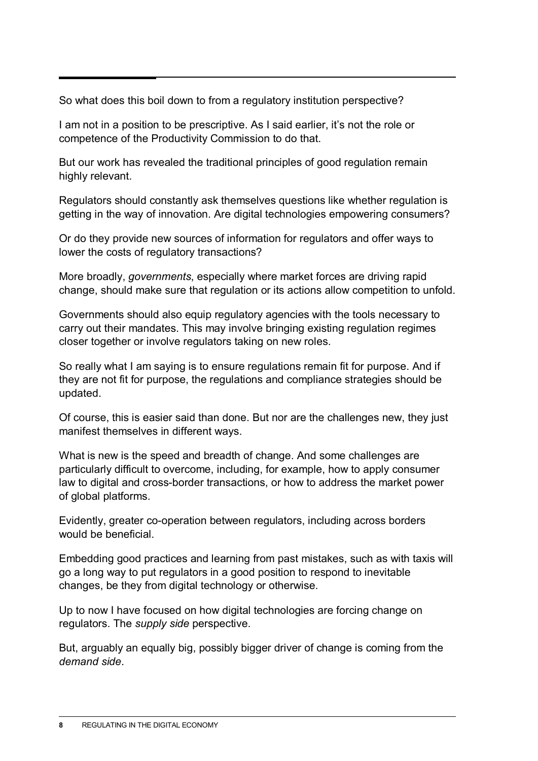So what does this boil down to from a regulatory institution perspective?

I am not in a position to be prescriptive. As I said earlier, it's not the role or competence of the Productivity Commission to do that.

But our work has revealed the traditional principles of good regulation remain highly relevant.

Regulators should constantly ask themselves questions like whether regulation is getting in the way of innovation. Are digital technologies empowering consumers?

Or do they provide new sources of information for regulators and offer ways to lower the costs of regulatory transactions?

More broadly, *governments*, especially where market forces are driving rapid change, should make sure that regulation or its actions allow competition to unfold.

Governments should also equip regulatory agencies with the tools necessary to carry out their mandates. This may involve bringing existing regulation regimes closer together or involve regulators taking on new roles.

So really what I am saying is to ensure regulations remain fit for purpose. And if they are not fit for purpose, the regulations and compliance strategies should be updated.

Of course, this is easier said than done. But nor are the challenges new, they just manifest themselves in different ways.

What is new is the speed and breadth of change. And some challenges are particularly difficult to overcome, including, for example, how to apply consumer law to digital and cross-border transactions, or how to address the market power of global platforms.

Evidently, greater co-operation between regulators, including across borders would be beneficial.

Embedding good practices and learning from past mistakes, such as with taxis will go a long way to put regulators in a good position to respond to inevitable changes, be they from digital technology or otherwise.

Up to now I have focused on how digital technologies are forcing change on regulators. The *supply side* perspective.

But, arguably an equally big, possibly bigger driver of change is coming from the *demand side*.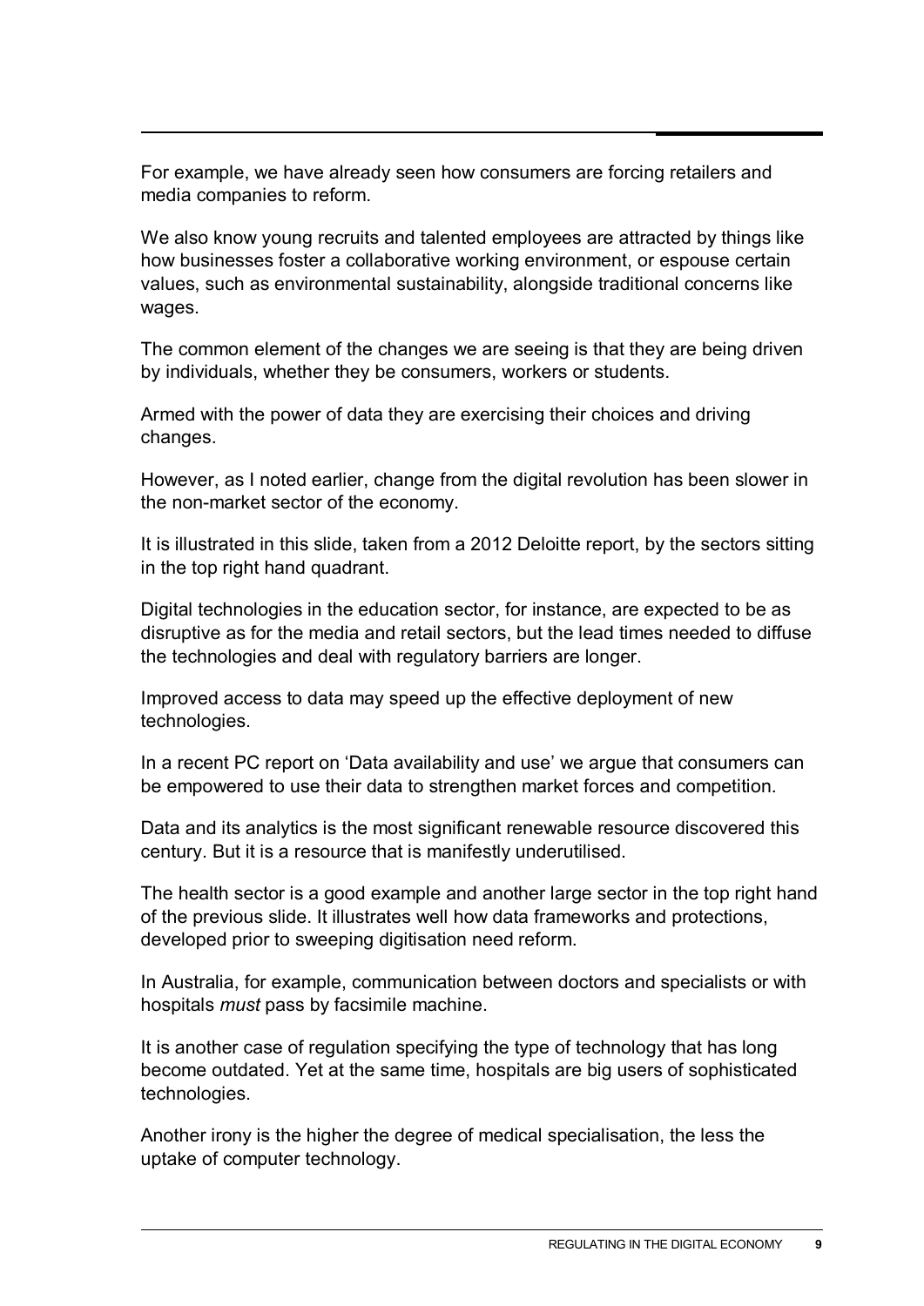For example, we have already seen how consumers are forcing retailers and media companies to reform.

We also know young recruits and talented employees are attracted by things like how businesses foster a collaborative working environment, or espouse certain values, such as environmental sustainability, alongside traditional concerns like wages.

The common element of the changes we are seeing is that they are being driven by individuals, whether they be consumers, workers or students.

Armed with the power of data they are exercising their choices and driving changes.

However, as I noted earlier, change from the digital revolution has been slower in the non-market sector of the economy.

It is illustrated in this slide, taken from a 2012 Deloitte report, by the sectors sitting in the top right hand quadrant.

Digital technologies in the education sector, for instance, are expected to be as disruptive as for the media and retail sectors, but the lead times needed to diffuse the technologies and deal with regulatory barriers are longer.

Improved access to data may speed up the effective deployment of new technologies.

In a recent PC report on 'Data availability and use' we argue that consumers can be empowered to use their data to strengthen market forces and competition.

Data and its analytics is the most significant renewable resource discovered this century. But it is a resource that is manifestly underutilised.

The health sector is a good example and another large sector in the top right hand of the previous slide. It illustrates well how data frameworks and protections, developed prior to sweeping digitisation need reform.

In Australia, for example, communication between doctors and specialists or with hospitals *must* pass by facsimile machine.

It is another case of regulation specifying the type of technology that has long become outdated. Yet at the same time, hospitals are big users of sophisticated technologies.

Another irony is the higher the degree of medical specialisation, the less the uptake of computer technology.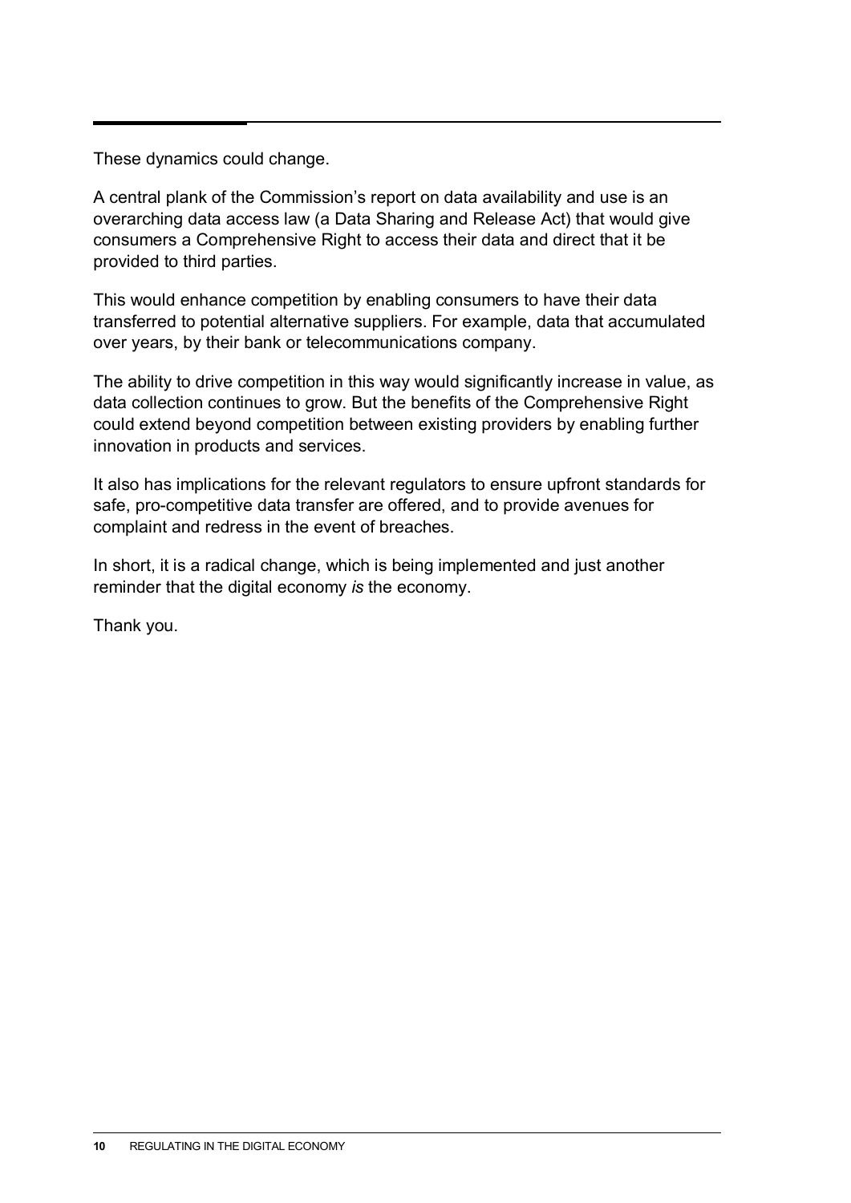These dynamics could change.

A central plank of the Commission's report on data availability and use is an overarching data access law (a Data Sharing and Release Act) that would give consumers a Comprehensive Right to access their data and direct that it be provided to third parties.

This would enhance competition by enabling consumers to have their data transferred to potential alternative suppliers. For example, data that accumulated over years, by their bank or telecommunications company.

The ability to drive competition in this way would significantly increase in value, as data collection continues to grow. But the benefits of the Comprehensive Right could extend beyond competition between existing providers by enabling further innovation in products and services.

It also has implications for the relevant regulators to ensure upfront standards for safe, pro-competitive data transfer are offered, and to provide avenues for complaint and redress in the event of breaches.

In short, it is a radical change, which is being implemented and just another reminder that the digital economy *is* the economy.

Thank you.